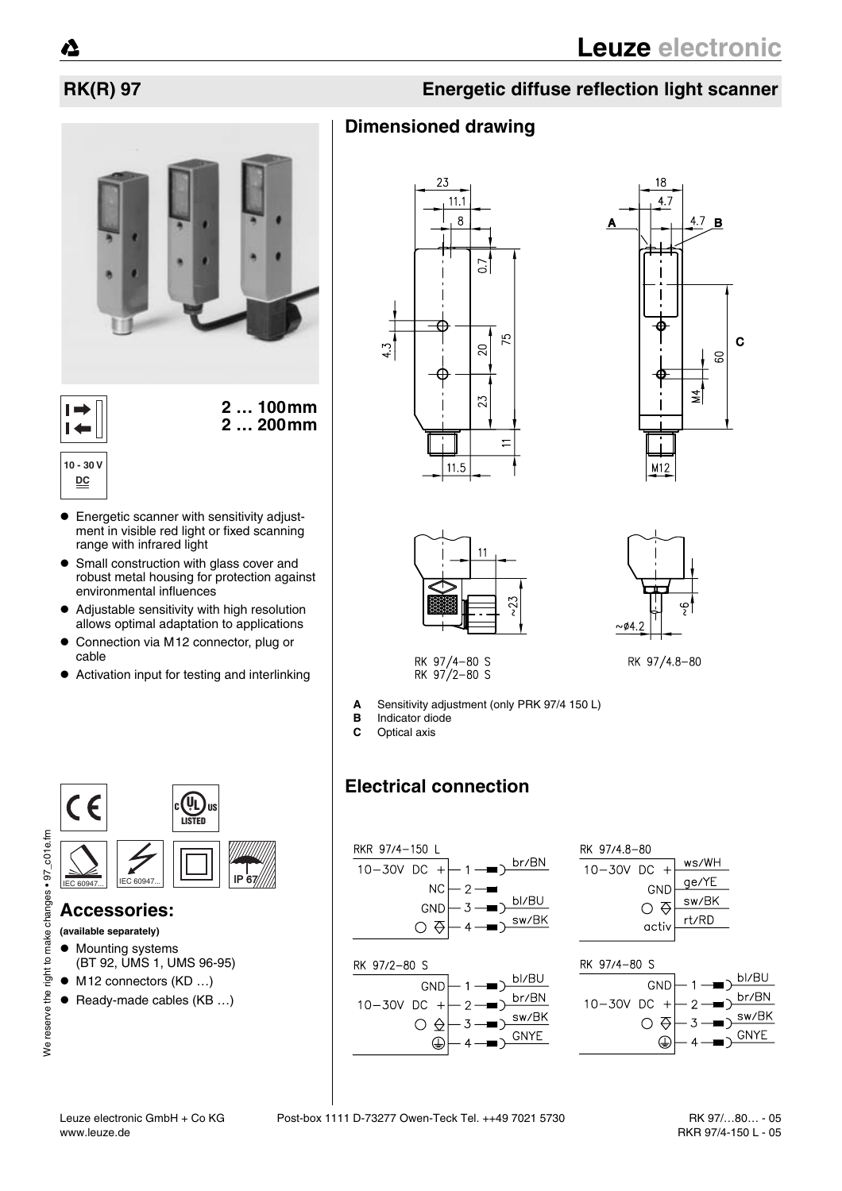# RK(R) 97

## Energetic diffuse reflection light scanner

2 … 100mm
2 … 200mm

10 - 30 V DC

- Energetic scanner with sensitivity adjustment in visible red light or fixed scanning range with infrared light
- Small construction with glass cover and robust metal housing for protection against environmental influences
- Adjustable sensitivity with high resolution allows optimal adaptation to applications
- Connection via M12 connector, plug or cable
- Activation input for testing and interlinking

IEC 60947... IEC 60947... IP 67

## Accessories:

**(available separately)**

- Mounting systems (BT 92, UMS 1, UMS 96-95)
- M12 connectors (KD …)
- Ready-made cables (KB …)

## Dimensioned drawing

RK 97/4-80 S
RK 97/2-80 S

RK 97/4.8-80

**A** Sensitivity adjustment (only PRK 97/4 150 L)
**B** Indicator diode
**C** Optical axis

## Electrical connection

RKR 97/4-150 L

| Pin | Signal | Wire |
|---|---|---|
| 1 | 10-30V DC + | br/BN |
| 2 | NC | |
| 3 | GND | bl/BU |
| 4 | Output | sw/BK |

RK 97/4.8-80

| Signal | Wire |
|---|---|
| 10-30V DC + | ws/WH |
| GND | ge/YE |
| Output | sw/BK |
| activ | rt/RD |

RK 97/2-80 S

| Pin | Signal | Wire |
|---|---|---|
| 1 | GND | bl/BU |
| 2 | 10-30V DC + | br/BN |
| 3 | Output | sw/BK |
| 4 | Earth | GNYE |

RK 97/4-80 S

| Pin | Signal | Wire |
|---|---|---|
| 1 | GND | bl/BU |
| 2 | 10-30V DC + | br/BN |
| 3 | Output | sw/BK |
| 4 | Earth | GNYE |

We reserve the right to make changes • 97_c01e.fm

Leuze electronic GmbH + Co KG
www.leuze.de

Post-box 1111 D-73277 Owen-Teck Tel. ++49 7021 5730

RK 97/…80… - 05
RKR 97/4-150 L - 05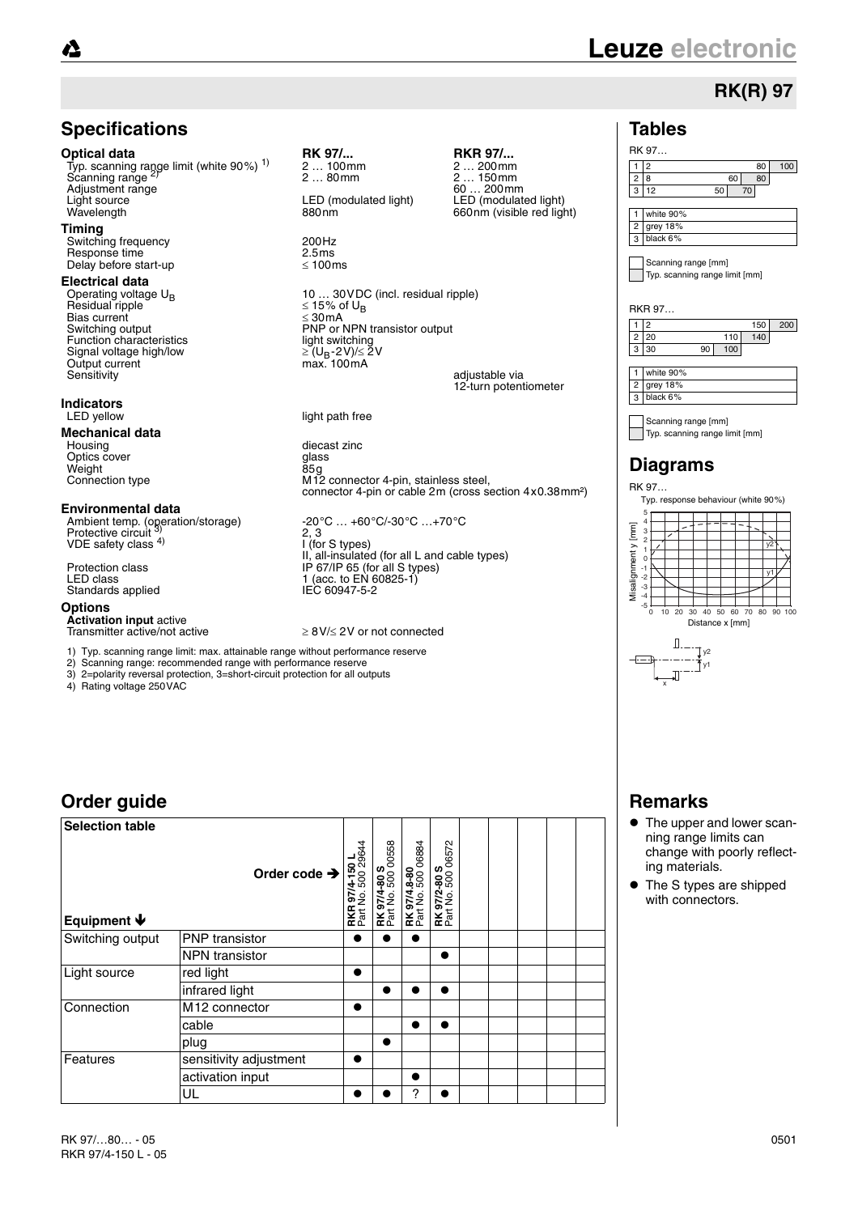# RK(R) 97

## Specifications

| | RK 97/... | RKR 97/... |
|---|---|---|
| **Optical data** | | |
| Typ. scanning range limit (white 90%) [1] | 2 … 100mm | 2 … 200mm |
| Scanning range [2] | 2 … 80mm | 2 … 150mm |
| Adjustment range | | 60 … 200mm |
| Light source | LED (modulated light) | LED (modulated light) |
| Wavelength | 880nm | 660nm (visible red light) |
| **Timing** | | |
| Switching frequency | 200Hz | |
| Response time | 2.5ms | |
| Delay before start-up | ≤ 100ms | |
| **Electrical data** | | |
| Operating voltage $U_B$ | 10 … 30VDC (incl. residual ripple) | |
| Residual ripple | ≤ 15% of $U_B$ | |
| Bias current | ≤ 30mA | |
| Switching output | PNP or NPN transistor output | |
| Function characteristics | light switching | |
| Signal voltage high/low | ≥ ($U_B$-2V)/≤ 2V | |
| Output current | max. 100mA | |
| Sensitivity | | adjustable via 12-turn potentiometer |
| **Indicators** | | |
| LED yellow | light path free | |
| **Mechanical data** | | |
| Housing | diecast zinc | |
| Optics cover | glass | |
| Weight | 85g | |
| Connection type | M12 connector 4-pin, stainless steel, connector 4-pin or cable 2m (cross section 4x0.38mm²) | |
| **Environmental data** | | |
| Ambient temp. (operation/storage) | -20°C … +60°C/-30°C …+70°C | |
| Protective circuit [3] | 2, 3 | |
| VDE safety class [4] | I (for S types) II, all-insulated (for all L and cable types) | |
| Protection class | IP 67/IP 65 (for all S types) | |
| LED class | 1 (acc. to EN 60825-1) | |
| Standards applied | IEC 60947-5-2 | |
| **Options** | | |
| **Activation input** active | | |
| Transmitter active/not active | ≥ 8V/≤ 2V or not connected | |

1) Typ. scanning range limit: max. attainable range without performance reserve
2) Scanning range: recommended range with performance reserve
3) 2=polarity reversal protection, 3=short-circuit protection for all outputs
4) Rating voltage 250VAC

## Tables

RK 97…

| | | | | |
|---|---|---|---|---|
| 1 | 2 | | 80 | 100 |
| 2 | 8 | 60 | 80 | |
| 3 | 12 | 50 | 70 | |

1 white 90%
2 grey 18%
3 black 6%

Scanning range [mm]
Typ. scanning range limit [mm]

RKR 97…

| | | | | |
|---|---|---|---|---|
| 1 | 2 | | 150 | 200 |
| 2 | 20 | 110 | 140 | |
| 3 | 30 | 90 | 100 | |

1 white 90%
2 grey 18%
3 black 6%

Scanning range [mm]
Typ. scanning range limit [mm]

## Diagrams

RK 97…

Typ. response behaviour (white 90%)

Misalignment y [mm]
5 4 3 2 1 0 -1 -2 -3 -4 -5
y2
y1
0 10 20 30 40 50 60 70 80 90 100
Distance x [mm]

y2
y1
x

## Order guide

| Selection table<br>Equipment ↓ | Order code ➔ | RKR 97/4-150 L<br>Part No. 500 29644 | RK 97/4-80 S<br>Part No. 500 00558 | RK 97/4.8-80<br>Part No. 500 06884 | RK 97/2-80 S<br>Part No. 500 06572 | | | | | |
|---|---|---|---|---|---|---|---|---|---|---|
| Switching output | PNP transistor | ● | ● | ● | | | | | | |
| | NPN transistor | | | | ● | | | | | |
| Light source | red light | ● | | | | | | | | |
| | infrared light | | ● | ● | ● | | | | | |
| Connection | M12 connector | ● | | | | | | | | |
| | cable | | | ● | ● | | | | | |
| | plug | | ● | | | | | | | |
| Features | sensitivity adjustment | ● | | | | | | | | |
| | activation input | | | ● | | | | | | |
| | UL | ● | ● | ? | ● | | | | | |

## Remarks

- The upper and lower scanning range limits can change with poorly reflecting materials.
- The S types are shipped with connectors.

RK 97/…80… - 05
RKR 97/4-150 L - 05